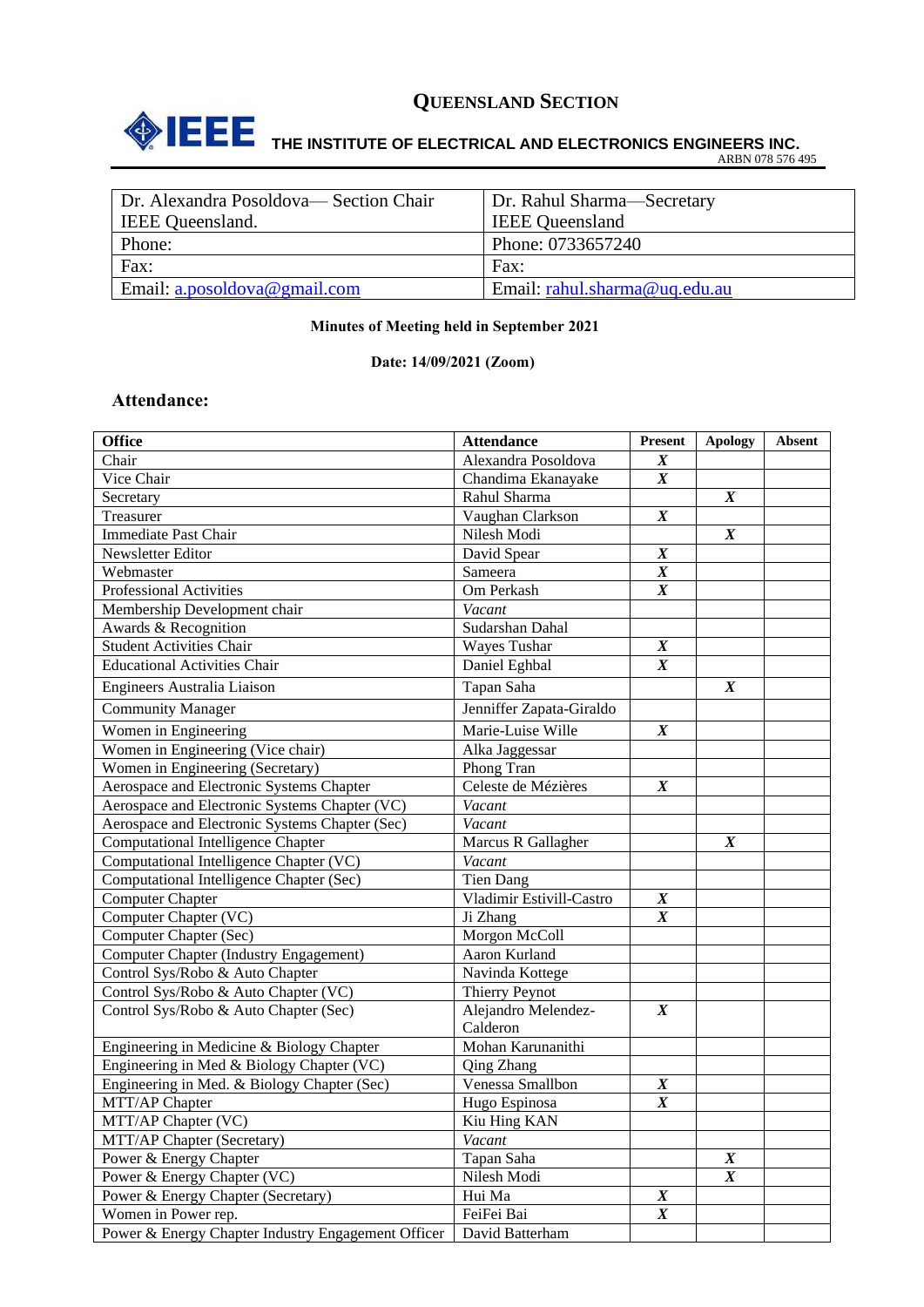# QUEENSLAND SECTION

**IEEE THE INSTITUTE OF ELECTRICAL AND ELECTRONICS ENGINEERS INC.**

ARBN 078 576 495

| | |
|---|---|
| Dr. Alexandra Posoldova— Section Chair<br>IEEE Queensland. | Dr. Rahul Sharma—Secretary<br>IEEE Queensland |
| Phone: | Phone: 0733657240 |
| Fax: | Fax: |
| Email: a.posoldova@gmail.com | Email: rahul.sharma@uq.edu.au |

**Minutes of Meeting held in September 2021**

**Date: 14/09/2021 (Zoom)**

## Attendance:

| Office | Attendance | Present | Apology | Absent |
|---|---|---|---|---|
| Chair | Alexandra Posoldova | ***X*** | | |
| Vice Chair | Chandima Ekanayake | ***X*** | | |
| Secretary | Rahul Sharma | | ***X*** | |
| Treasurer | Vaughan Clarkson | ***X*** | | |
| Immediate Past Chair | Nilesh Modi | | ***X*** | |
| Newsletter Editor | David Spear | ***X*** | | |
| Webmaster | Sameera | ***X*** | | |
| Professional Activities | Om Perkash | ***X*** | | |
| Membership Development chair | *Vacant* | | | |
| Awards & Recognition | Sudarshan Dahal | | | |
| Student Activities Chair | Wayes Tushar | ***X*** | | |
| Educational Activities Chair | Daniel Eghbal | ***X*** | | |
| Engineers Australia Liaison | Tapan Saha | | ***X*** | |
| Community Manager | Jenniffer Zapata-Giraldo | | | |
| Women in Engineering | Marie-Luise Wille | ***X*** | | |
| Women in Engineering (Vice chair) | Alka Jaggessar | | | |
| Women in Engineering (Secretary) | Phong Tran | | | |
| Aerospace and Electronic Systems Chapter | Celeste de Mézières | ***X*** | | |
| Aerospace and Electronic Systems Chapter (VC) | *Vacant* | | | |
| Aerospace and Electronic Systems Chapter (Sec) | *Vacant* | | | |
| Computational Intelligence Chapter | Marcus R Gallagher | | ***X*** | |
| Computational Intelligence Chapter (VC) | *Vacant* | | | |
| Computational Intelligence Chapter (Sec) | Tien Dang | | | |
| Computer Chapter | Vladimir Estivill-Castro | ***X*** | | |
| Computer Chapter (VC) | Ji Zhang | ***X*** | | |
| Computer Chapter (Sec) | Morgon McColl | | | |
| Computer Chapter (Industry Engagement) | Aaron Kurland | | | |
| Control Sys/Robo & Auto Chapter | Navinda Kottege | | | |
| Control Sys/Robo & Auto Chapter (VC) | Thierry Peynot | | | |
| Control Sys/Robo & Auto Chapter (Sec) | Alejandro Melendez-Calderon | ***X*** | | |
| Engineering in Medicine & Biology Chapter | Mohan Karunanithi | | | |
| Engineering in Med & Biology Chapter (VC) | Qing Zhang | | | |
| Engineering in Med. & Biology Chapter (Sec) | Venessa Smallbon | ***X*** | | |
| MTT/AP Chapter | Hugo Espinosa | ***X*** | | |
| MTT/AP Chapter (VC) | Kiu Hing KAN | | | |
| MTT/AP Chapter (Secretary) | *Vacant* | | | |
| Power & Energy Chapter | Tapan Saha | | ***X*** | |
| Power & Energy Chapter (VC) | Nilesh Modi | | ***X*** | |
| Power & Energy Chapter (Secretary) | Hui Ma | ***X*** | | |
| Women in Power rep. | FeiFei Bai | ***X*** | | |
| Power & Energy Chapter Industry Engagement Officer | David Batterham | | | |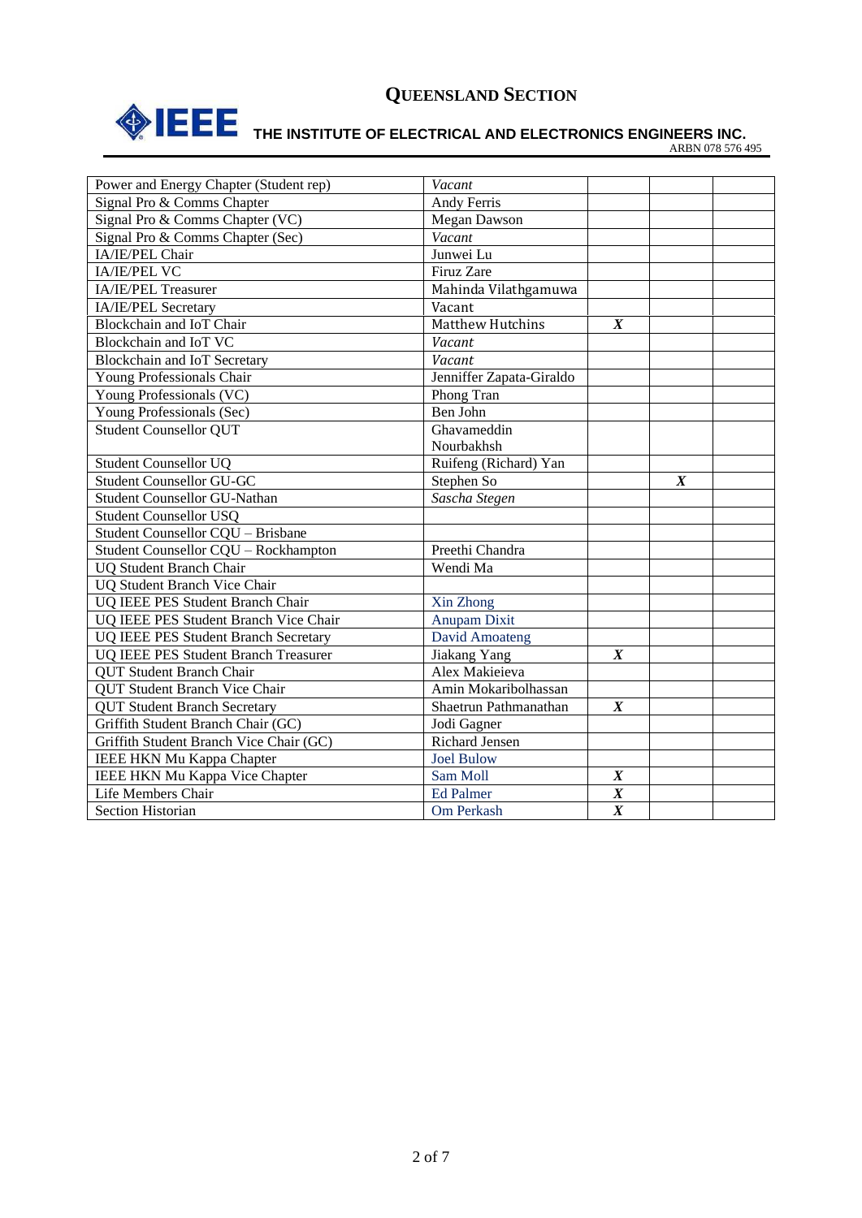# QUEENSLAND SECTION

## THE INSTITUTE OF ELECTRICAL AND ELECTRONICS ENGINEERS INC.

ARBN 078 576 495

| | | | | |
|---|---|---|---|---|
| Power and Energy Chapter (Student rep) | *Vacant* | | | |
| Signal Pro & Comms Chapter | Andy Ferris | | | |
| Signal Pro & Comms Chapter (VC) | Megan Dawson | | | |
| Signal Pro & Comms Chapter (Sec) | *Vacant* | | | |
| IA/IE/PEL Chair | Junwei Lu | | | |
| IA/IE/PEL VC | Firuz Zare | | | |
| IA/IE/PEL Treasurer | Mahinda Vilathgamuwa | | | |
| IA/IE/PEL Secretary | Vacant | | | |
| Blockchain and IoT Chair | Matthew Hutchins | ***X*** | | |
| Blockchain and IoT VC | *Vacant* | | | |
| Blockchain and IoT Secretary | *Vacant* | | | |
| Young Professionals Chair | Jenniffer Zapata-Giraldo | | | |
| Young Professionals (VC) | Phong Tran | | | |
| Young Professionals (Sec) | Ben John | | | |
| Student Counsellor QUT | Ghavameddin Nourbakhsh | | | |
| Student Counsellor UQ | Ruifeng (Richard) Yan | | | |
| Student Counsellor GU-GC | Stephen So | | ***X*** | |
| Student Counsellor GU-Nathan | *Sascha Stegen* | | | |
| Student Counsellor USQ | | | | |
| Student Counsellor CQU – Brisbane | | | | |
| Student Counsellor CQU – Rockhampton | Preethi Chandra | | | |
| UQ Student Branch Chair | Wendi Ma | | | |
| UQ Student Branch Vice Chair | | | | |
| UQ IEEE PES Student Branch Chair | Xin Zhong | | | |
| UQ IEEE PES Student Branch Vice Chair | Anupam Dixit | | | |
| UQ IEEE PES Student Branch Secretary | David Amoateng | | | |
| UQ IEEE PES Student Branch Treasurer | Jiakang Yang | ***X*** | | |
| QUT Student Branch Chair | Alex Makieieva | | | |
| QUT Student Branch Vice Chair | Amin Mokaribolhassan | | | |
| QUT Student Branch Secretary | Shaetrun Pathmanathan | ***X*** | | |
| Griffith Student Branch Chair (GC) | Jodi Gagner | | | |
| Griffith Student Branch Vice Chair (GC) | Richard Jensen | | | |
| IEEE HKN Mu Kappa Chapter | Joel Bulow | | | |
| IEEE HKN Mu Kappa Vice Chapter | Sam Moll | ***X*** | | |
| Life Members Chair | Ed Palmer | ***X*** | | |
| Section Historian | Om Perkash | ***X*** | | |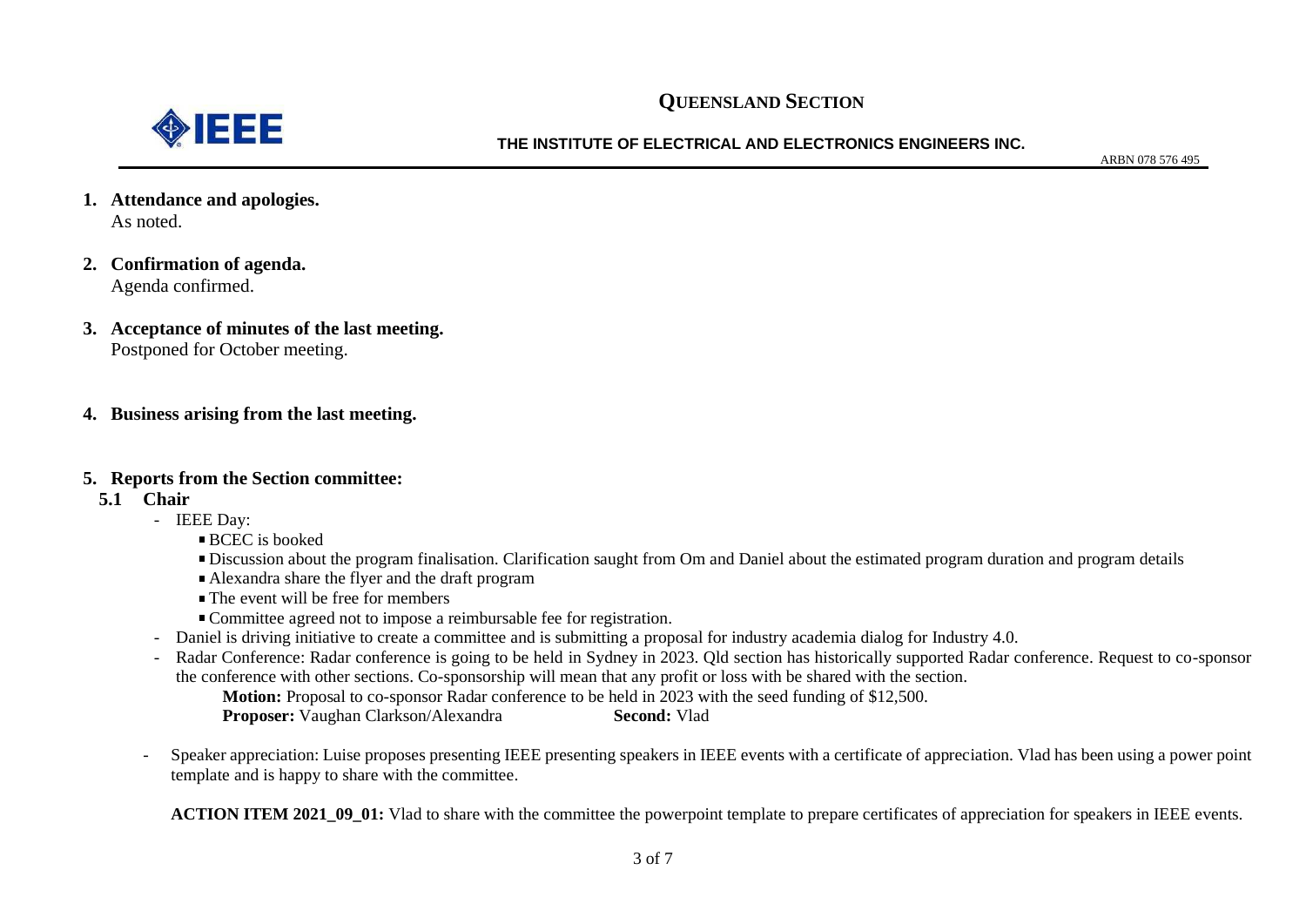1. **Attendance and apologies.**
   As noted.

2. **Confirmation of agenda.**
   Agenda confirmed.

3. **Acceptance of minutes of the last meeting.**
   Postponed for October meeting.

4. **Business arising from the last meeting.**

5. **Reports from the Section committee:**

**5.1 Chair**

- IEEE Day:
  - BCEC is booked
  - Discussion about the program finalisation. Clarification saught from Om and Daniel about the estimated program duration and program details
  - Alexandra share the flyer and the draft program
  - The event will be free for members
  - Committee agreed not to impose a reimbursable fee for registration.
- Daniel is driving initiative to create a committee and is submitting a proposal for industry academia dialog for Industry 4.0.
- Radar Conference: Radar conference is going to be held in Sydney in 2023. Qld section has historically supported Radar conference. Request to co-sponsor the conference with other sections. Co-sponsorship will mean that any profit or loss with be shared with the section.

  **Motion:** Proposal to co-sponsor Radar conference to be held in 2023 with the seed funding of $12,500.
  **Proposer:** Vaughan Clarkson/Alexandra **Second:** Vlad

- Speaker appreciation: Luise proposes presenting IEEE presenting speakers in IEEE events with a certificate of appreciation. Vlad has been using a power point template and is happy to share with the committee.

**ACTION ITEM 2021_09_01:** Vlad to share with the committee the powerpoint template to prepare certificates of appreciation for speakers in IEEE events.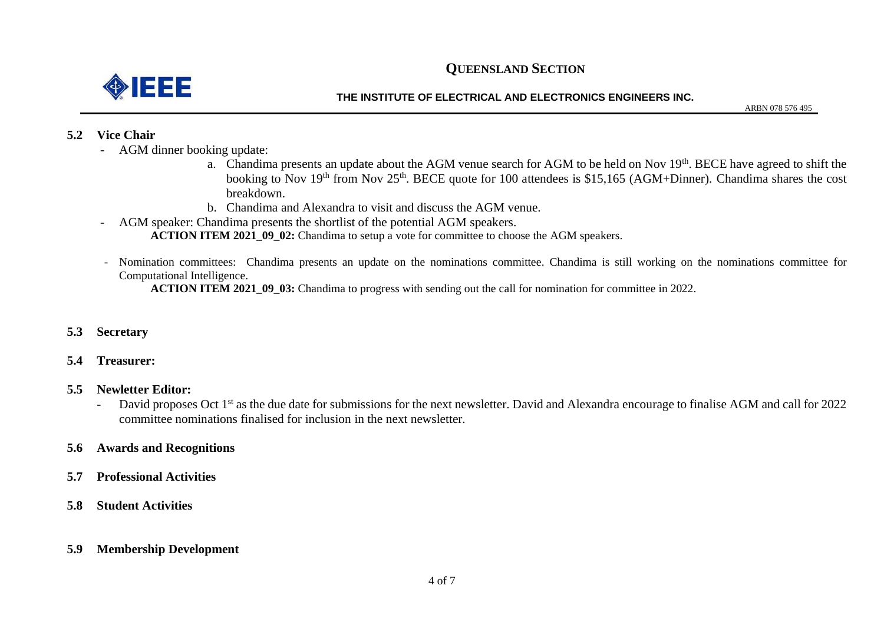### 5.2 Vice Chair

- AGM dinner booking update:
  a. Chandima presents an update about the AGM venue search for AGM to be held on Nov 19th. BECE have agreed to shift the booking to Nov 19th from Nov 25th. BECE quote for 100 attendees is $15,165 (AGM+Dinner). Chandima shares the cost breakdown.
  b. Chandima and Alexandra to visit and discuss the AGM venue.
- AGM speaker: Chandima presents the shortlist of the potential AGM speakers.
  **ACTION ITEM 2021_09_02:** Chandima to setup a vote for committee to choose the AGM speakers.
- Nomination committees: Chandima presents an update on the nominations committee. Chandima is still working on the nominations committee for Computational Intelligence.
  **ACTION ITEM 2021_09_03:** Chandima to progress with sending out the call for nomination for committee in 2022.

### 5.3 Secretary

### 5.4 Treasurer:

### 5.5 Newletter Editor:

- David proposes Oct 1st as the due date for submissions for the next newsletter. David and Alexandra encourage to finalise AGM and call for 2022 committee nominations finalised for inclusion in the next newsletter.

### 5.6 Awards and Recognitions

### 5.7 Professional Activities

### 5.8 Student Activities

### 5.9 Membership Development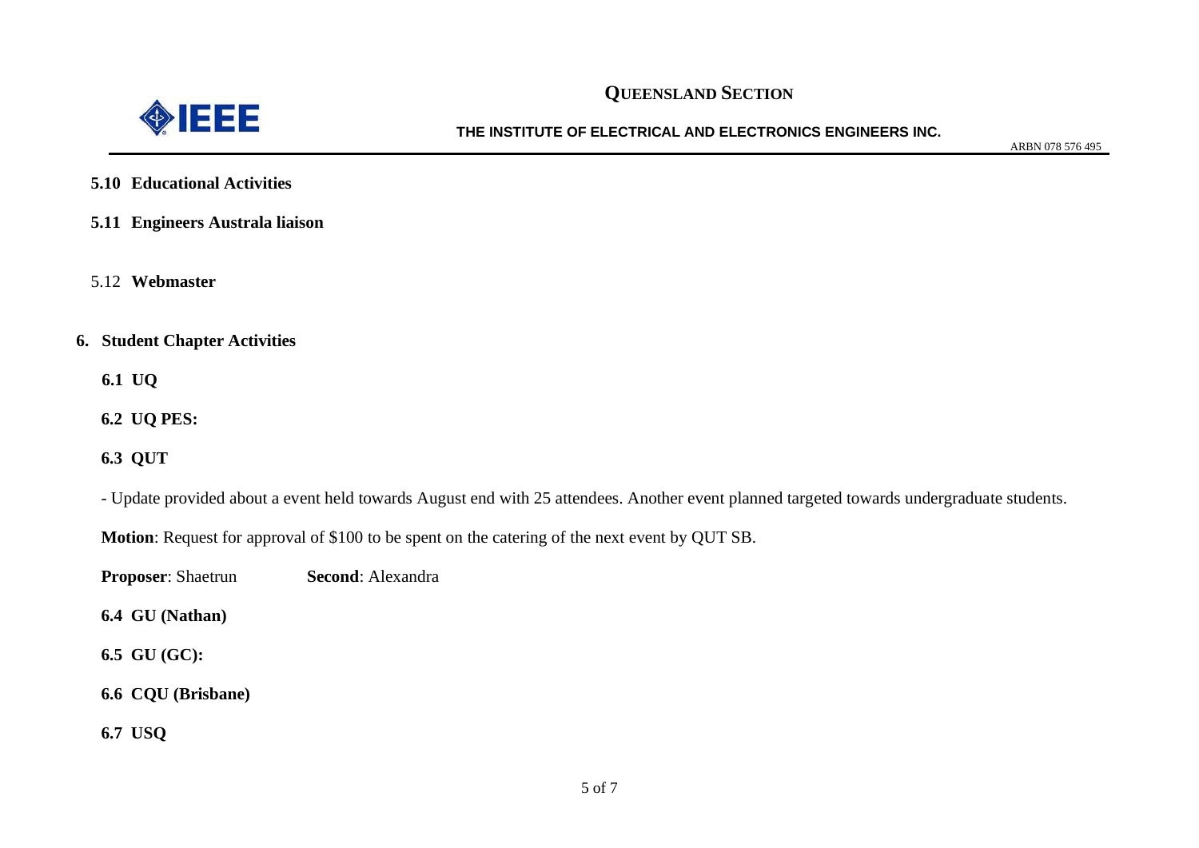**5.10 Educational Activities**

**5.11 Engineers Australa liaison**

5.12 **Webmaster**

## 6. Student Chapter Activities

**6.1 UQ**

**6.2 UQ PES:**

**6.3 QUT**

- Update provided about a event held towards August end with 25 attendees. Another event planned targeted towards undergraduate students.

**Motion**: Request for approval of $100 to be spent on the catering of the next event by QUT SB.

**Proposer**: Shaetrun **Second**: Alexandra

**6.4 GU (Nathan)**

**6.5 GU (GC):**

**6.6 CQU (Brisbane)**

**6.7 USQ**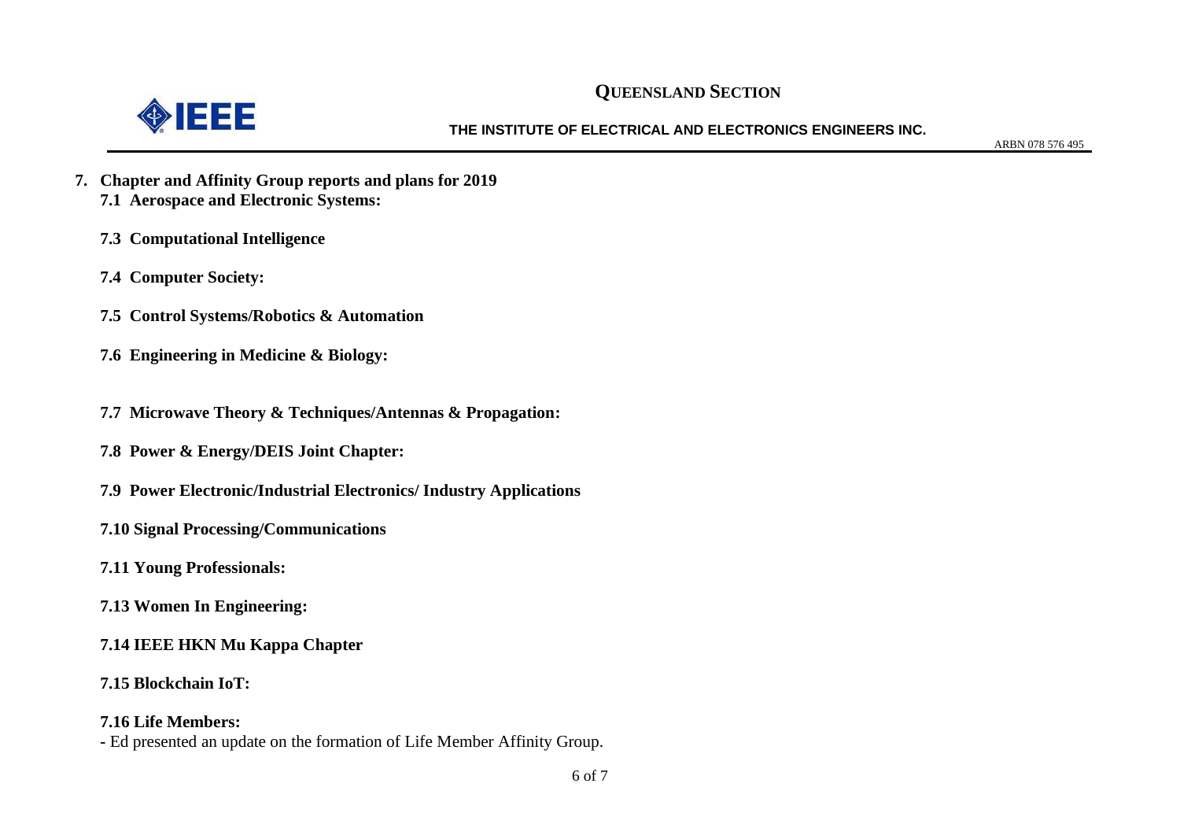## 7. Chapter and Affinity Group reports and plans for 2019

### 7.1 Aerospace and Electronic Systems:

### 7.3 Computational Intelligence

### 7.4 Computer Society:

### 7.5 Control Systems/Robotics & Automation

### 7.6 Engineering in Medicine & Biology:

### 7.7 Microwave Theory & Techniques/Antennas & Propagation:

### 7.8 Power & Energy/DEIS Joint Chapter:

### 7.9 Power Electronic/Industrial Electronics/ Industry Applications

### 7.10 Signal Processing/Communications

### 7.11 Young Professionals:

### 7.13 Women In Engineering:

### 7.14 IEEE HKN Mu Kappa Chapter

### 7.15 Blockchain IoT:

### 7.16 Life Members:

- Ed presented an update on the formation of Life Member Affinity Group.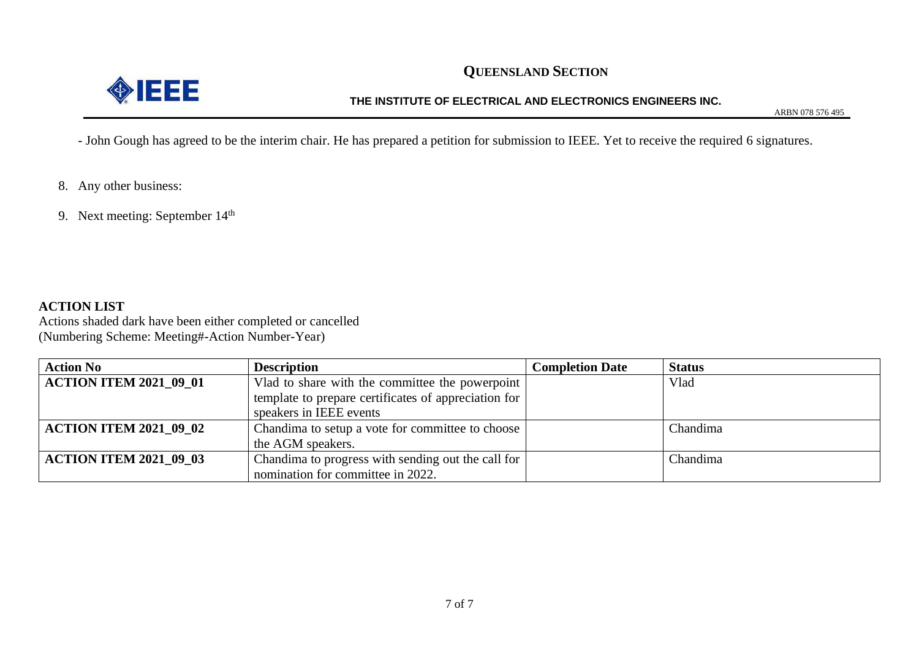- John Gough has agreed to be the interim chair. He has prepared a petition for submission to IEEE. Yet to receive the required 6 signatures.

8. Any other business:

9. Next meeting: September 14th

**ACTION LIST**

Actions shaded dark have been either completed or cancelled
(Numbering Scheme: Meeting#-Action Number-Year)

| Action No | Description | Completion Date | Status |
|---|---|---|---|
| **ACTION ITEM 2021_09_01** | Vlad to share with the committee the powerpoint template to prepare certificates of appreciation for speakers in IEEE events | | Vlad |
| **ACTION ITEM 2021_09_02** | Chandima to setup a vote for committee to choose the AGM speakers. | | Chandima |
| **ACTION ITEM 2021_09_03** | Chandima to progress with sending out the call for nomination for committee in 2022. | | Chandima |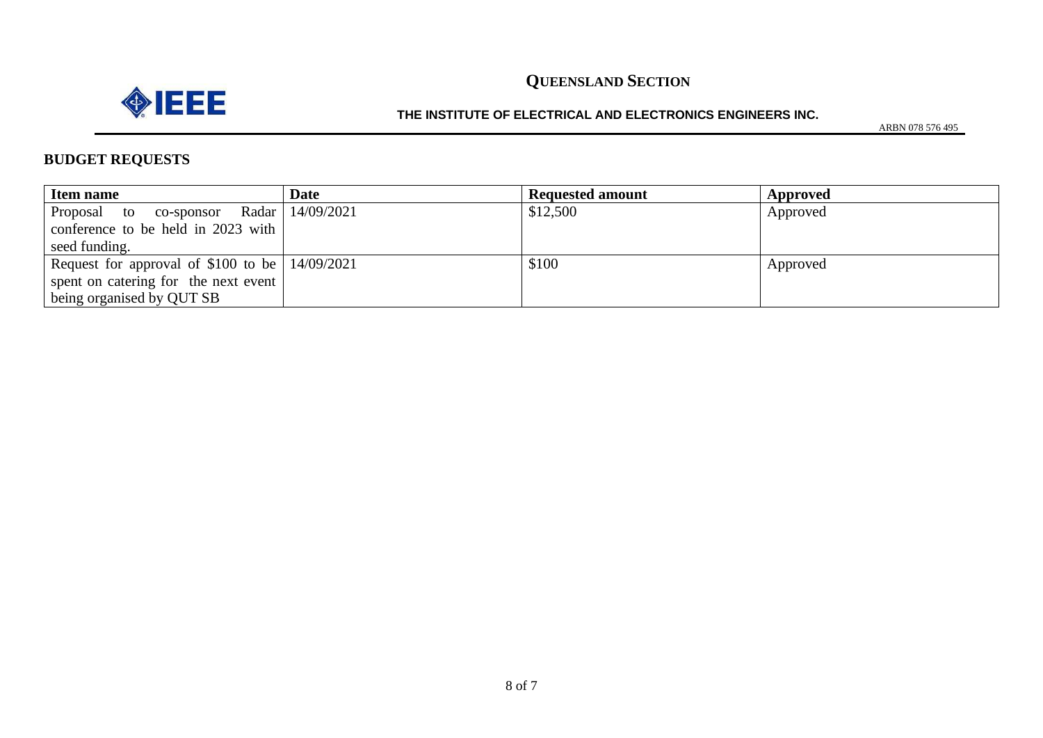## BUDGET REQUESTS

| Item name | Date | Requested amount | Approved |
|---|---|---|---|
| Proposal to co-sponsor Radar conference to be held in 2023 with seed funding. | 14/09/2021 | $12,500 | Approved |
| Request for approval of $100 to be spent on catering for the next event being organised by QUT SB | 14/09/2021 | $100 | Approved |